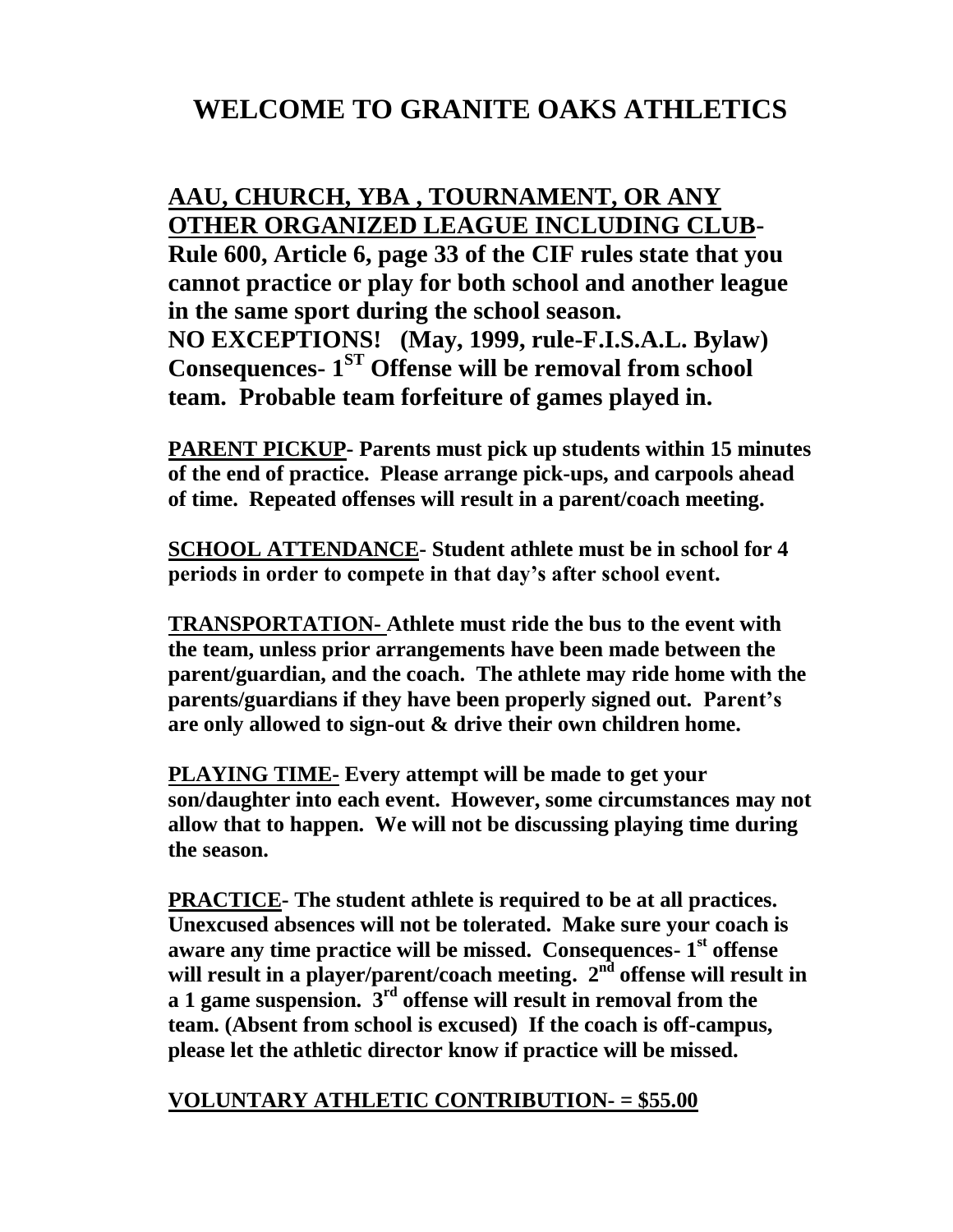# WELCOME TO GRANITE OAKS ATHLETICS

**AAU, CHURCH, YBA , TOURNAMENT, OR ANY OTHER ORGANIZED LEAGUE INCLUDING CLUB- Rule 600, Article 6, page 33 of the CIF rules state that you cannot practice or play for both school and another league in the same sport during the school season. NO EXCEPTIONS! (May, 1999, rule-F.I.S.A.L. Bylaw) Consequences- 1ST Offense will be removal from school team. Probable team forfeiture of games played in.**

**PARENT PICKUP- Parents must pick up students within 15 minutes of the end of practice. Please arrange pick-ups, and carpools ahead of time. Repeated offenses will result in a parent/coach meeting.**

**SCHOOL ATTENDANCE- Student athlete must be in school for 4 periods in order to compete in that day's after school event.**

**TRANSPORTATION- Athlete must ride the bus to the event with the team, unless prior arrangements have been made between the parent/guardian, and the coach. The athlete may ride home with the parents/guardians if they have been properly signed out. Parent's are only allowed to sign-out & drive their own children home.**

**PLAYING TIME- Every attempt will be made to get your son/daughter into each event. However, some circumstances may not allow that to happen. We will not be discussing playing time during the season.**

**PRACTICE- The student athlete is required to be at all practices. Unexcused absences will not be tolerated. Make sure your coach is aware any time practice will be missed. Consequences- 1st offense will result in a player/parent/coach meeting. 2nd offense will result in a 1 game suspension. 3rd offense will result in removal from the team. (Absent from school is excused) If the coach is off-campus, please let the athletic director know if practice will be missed.**

**VOLUNTARY ATHLETIC CONTRIBUTION- = $55.00**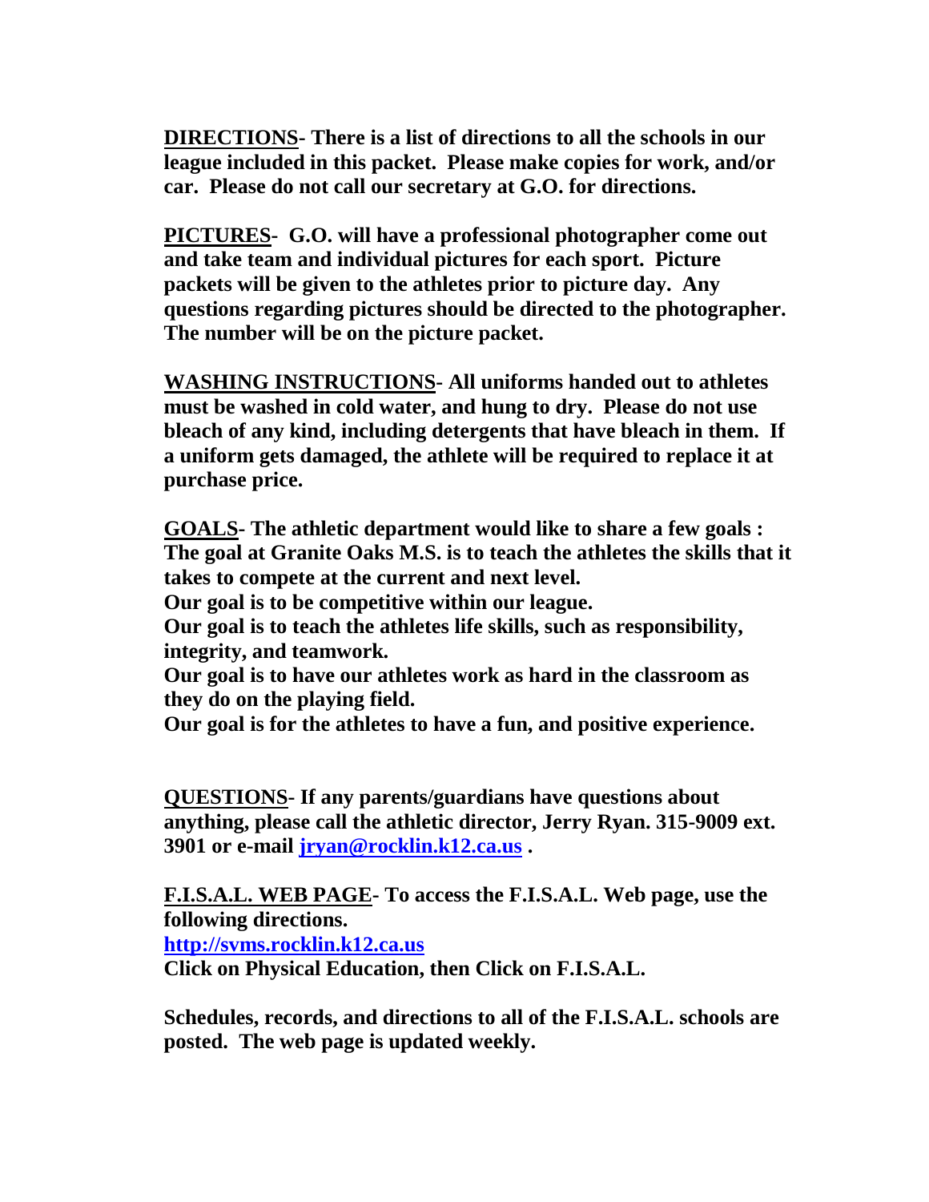**DIRECTIONS**- There is a list of directions to all the schools in our league included in this packet. Please make copies for work, and/or car. Please do not call our secretary at G.O. for directions.

**PICTURES**- G.O. will have a professional photographer come out and take team and individual pictures for each sport. Picture packets will be given to the athletes prior to picture day. Any questions regarding pictures should be directed to the photographer. The number will be on the picture packet.

**WASHING INSTRUCTIONS**- All uniforms handed out to athletes must be washed in cold water, and hung to dry. Please do not use bleach of any kind, including detergents that have bleach in them. If a uniform gets damaged, the athlete will be required to replace it at purchase price.

**GOALS**- The athletic department would like to share a few goals :
The goal at Granite Oaks M.S. is to teach the athletes the skills that it takes to compete at the current and next level.
Our goal is to be competitive within our league.
Our goal is to teach the athletes life skills, such as responsibility, integrity, and teamwork.
Our goal is to have our athletes work as hard in the classroom as they do on the playing field.
Our goal is for the athletes to have a fun, and positive experience.

**QUESTIONS**- If any parents/guardians have questions about anything, please call the athletic director, Jerry Ryan. 315-9009 ext. 3901 or e-mail jryan@rocklin.k12.ca.us .

**F.I.S.A.L. WEB PAGE**- To access the F.I.S.A.L. Web page, use the following directions.
http://svms.rocklin.k12.ca.us
Click on Physical Education, then Click on F.I.S.A.L.

Schedules, records, and directions to all of the F.I.S.A.L. schools are posted. The web page is updated weekly.